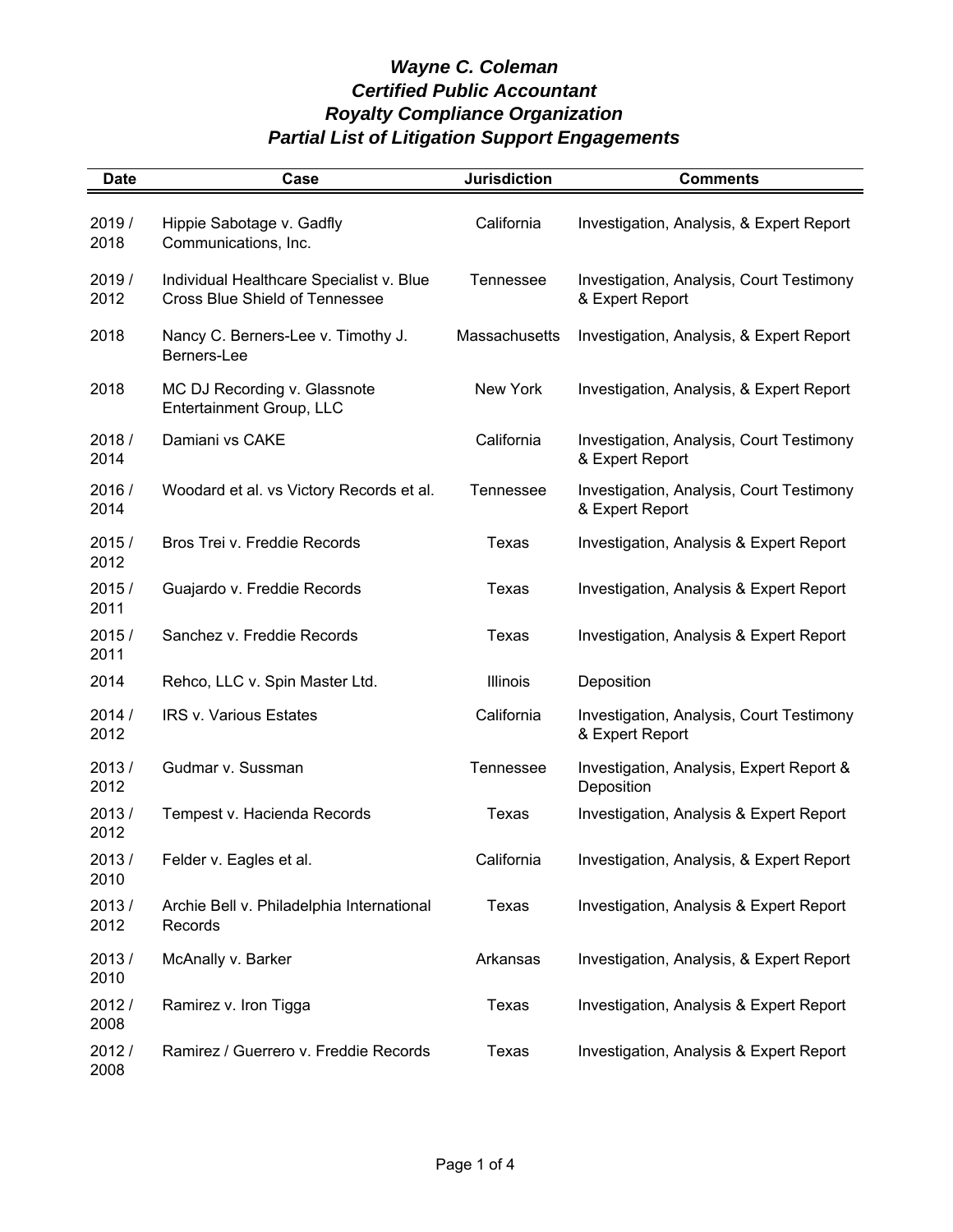# *Wayne C. Coleman*
# *Certified Public Accountant*
# *Royalty Compliance Organization*
# *Partial List of Litigation Support Engagements*

| Date | Case | Jurisdiction | Comments |
| --- | --- | --- | --- |
| 2019 / 2018 | Hippie Sabotage v. Gadfly Communications, Inc. | California | Investigation, Analysis, & Expert Report |
| 2019 / 2012 | Individual Healthcare Specialist v. Blue Cross Blue Shield of Tennessee | Tennessee | Investigation, Analysis, Court Testimony & Expert Report |
| 2018 | Nancy C. Berners-Lee v. Timothy J. Berners-Lee | Massachusetts | Investigation, Analysis, & Expert Report |
| 2018 | MC DJ Recording v. Glassnote Entertainment Group, LLC | New York | Investigation, Analysis, & Expert Report |
| 2018 / 2014 | Damiani vs CAKE | California | Investigation, Analysis, Court Testimony & Expert Report |
| 2016 / 2014 | Woodard et al. vs Victory Records et al. | Tennessee | Investigation, Analysis, Court Testimony & Expert Report |
| 2015 / 2012 | Bros Trei v. Freddie Records | Texas | Investigation, Analysis & Expert Report |
| 2015 / 2011 | Guajardo v. Freddie Records | Texas | Investigation, Analysis & Expert Report |
| 2015 / 2011 | Sanchez v. Freddie Records | Texas | Investigation, Analysis & Expert Report |
| 2014 | Rehco, LLC v. Spin Master Ltd. | Illinois | Deposition |
| 2014 / 2012 | IRS v. Various Estates | California | Investigation, Analysis, Court Testimony & Expert Report |
| 2013 / 2012 | Gudmar v. Sussman | Tennessee | Investigation, Analysis, Expert Report & Deposition |
| 2013 / 2012 | Tempest v. Hacienda Records | Texas | Investigation, Analysis & Expert Report |
| 2013 / 2010 | Felder v. Eagles et al. | California | Investigation, Analysis, & Expert Report |
| 2013 / 2012 | Archie Bell v. Philadelphia International Records | Texas | Investigation, Analysis & Expert Report |
| 2013 / 2010 | McAnally v. Barker | Arkansas | Investigation, Analysis, & Expert Report |
| 2012 / 2008 | Ramirez v. Iron Tigga | Texas | Investigation, Analysis & Expert Report |
| 2012 / 2008 | Ramirez / Guerrero v. Freddie Records | Texas | Investigation, Analysis & Expert Report |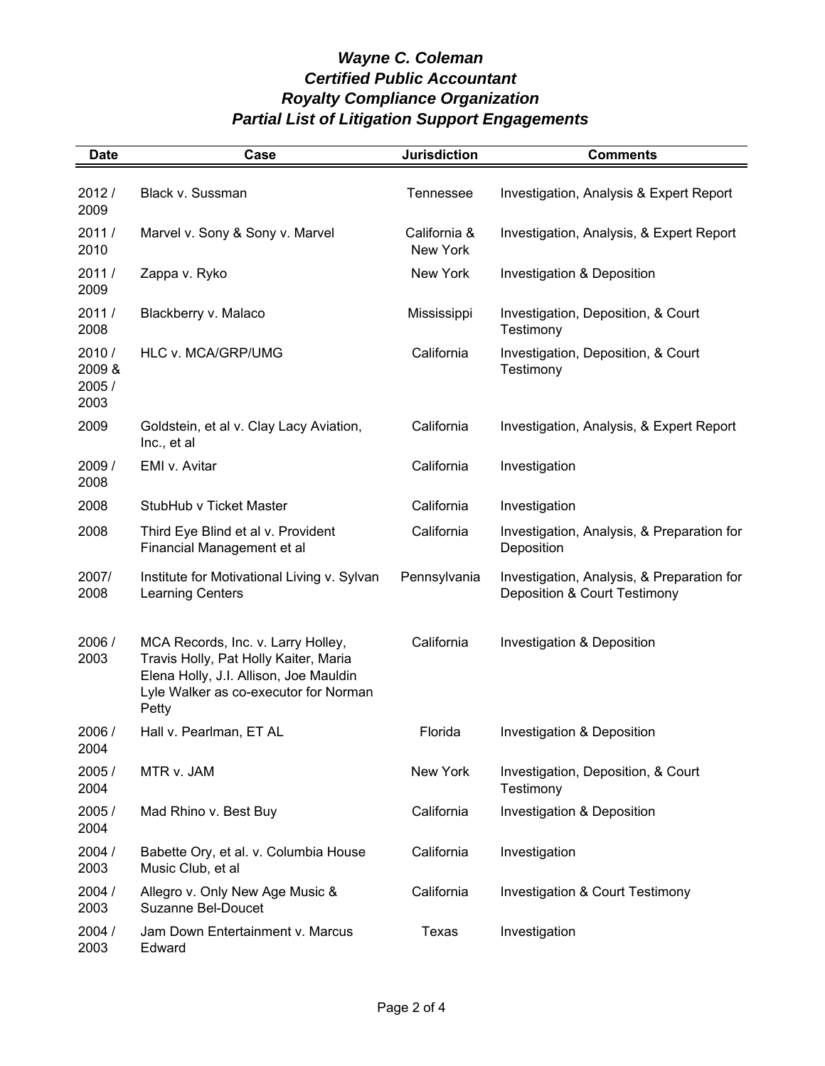***Wayne C. Coleman***
***Certified Public Accountant***
***Royalty Compliance Organization***
***Partial List of Litigation Support Engagements***

| Date | Case | Jurisdiction | Comments |
|---|---|---|---|
| 2012 / 2009 | Black v. Sussman | Tennessee | Investigation, Analysis & Expert Report |
| 2011 / 2010 | Marvel v. Sony & Sony v. Marvel | California & New York | Investigation, Analysis, & Expert Report |
| 2011 / 2009 | Zappa v. Ryko | New York | Investigation & Deposition |
| 2011 / 2008 | Blackberry v. Malaco | Mississippi | Investigation, Deposition, & Court Testimony |
| 2010 / 2009 & 2005 / 2003 | HLC v. MCA/GRP/UMG | California | Investigation, Deposition, & Court Testimony |
| 2009 | Goldstein, et al v. Clay Lacy Aviation, Inc., et al | California | Investigation, Analysis, & Expert Report |
| 2009 / 2008 | EMI v. Avitar | California | Investigation |
| 2008 | StubHub v Ticket Master | California | Investigation |
| 2008 | Third Eye Blind et al v. Provident Financial Management et al | California | Investigation, Analysis, & Preparation for Deposition |
| 2007/ 2008 | Institute for Motivational Living v. Sylvan Learning Centers | Pennsylvania | Investigation, Analysis, & Preparation for Deposition & Court Testimony |
| 2006 / 2003 | MCA Records, Inc. v. Larry Holley, Travis Holly, Pat Holly Kaiter, Maria Elena Holly, J.I. Allison, Joe Mauldin Lyle Walker as co-executor for Norman Petty | California | Investigation & Deposition |
| 2006 / 2004 | Hall v. Pearlman, ET AL | Florida | Investigation & Deposition |
| 2005 / 2004 | MTR v. JAM | New York | Investigation, Deposition, & Court Testimony |
| 2005 / 2004 | Mad Rhino v. Best Buy | California | Investigation & Deposition |
| 2004 / 2003 | Babette Ory, et al. v. Columbia House Music Club, et al | California | Investigation |
| 2004 / 2003 | Allegro v. Only New Age Music & Suzanne Bel-Doucet | California | Investigation & Court Testimony |
| 2004 / 2003 | Jam Down Entertainment v. Marcus Edward | Texas | Investigation |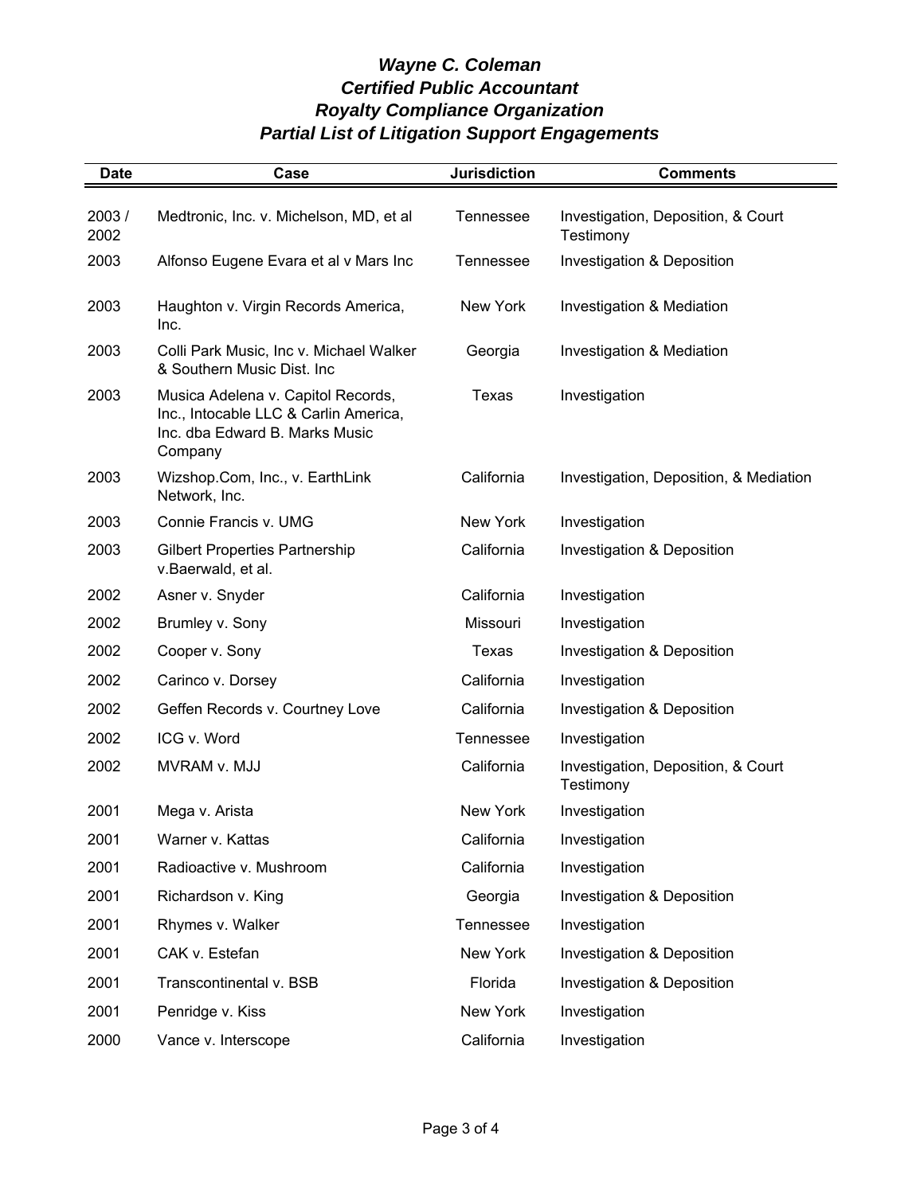# *Wayne C. Coleman*
## *Certified Public Accountant*
## *Royalty Compliance Organization*
## *Partial List of Litigation Support Engagements*

| Date | Case | Jurisdiction | Comments |
|---|---|---|---|
| 2003 / 2002 | Medtronic, Inc. v. Michelson, MD, et al | Tennessee | Investigation, Deposition, & Court Testimony |
| 2003 | Alfonso Eugene Evara et al v Mars Inc | Tennessee | Investigation & Deposition |
| 2003 | Haughton v. Virgin Records America, Inc. | New York | Investigation & Mediation |
| 2003 | Colli Park Music, Inc v. Michael Walker & Southern Music Dist. Inc | Georgia | Investigation & Mediation |
| 2003 | Musica Adelena v. Capitol Records, Inc., Intocable LLC & Carlin America, Inc. dba Edward B. Marks Music Company | Texas | Investigation |
| 2003 | Wizshop.Com, Inc., v. EarthLink Network, Inc. | California | Investigation, Deposition, & Mediation |
| 2003 | Connie Francis v. UMG | New York | Investigation |
| 2003 | Gilbert Properties Partnership v.Baerwald, et al. | California | Investigation & Deposition |
| 2002 | Asner v. Snyder | California | Investigation |
| 2002 | Brumley v. Sony | Missouri | Investigation |
| 2002 | Cooper v. Sony | Texas | Investigation & Deposition |
| 2002 | Carinco v. Dorsey | California | Investigation |
| 2002 | Geffen Records v. Courtney Love | California | Investigation & Deposition |
| 2002 | ICG v. Word | Tennessee | Investigation |
| 2002 | MVRAM v. MJJ | California | Investigation, Deposition, & Court Testimony |
| 2001 | Mega v. Arista | New York | Investigation |
| 2001 | Warner v. Kattas | California | Investigation |
| 2001 | Radioactive v. Mushroom | California | Investigation |
| 2001 | Richardson v. King | Georgia | Investigation & Deposition |
| 2001 | Rhymes v. Walker | Tennessee | Investigation |
| 2001 | CAK v. Estefan | New York | Investigation & Deposition |
| 2001 | Transcontinental v. BSB | Florida | Investigation & Deposition |
| 2001 | Penridge v. Kiss | New York | Investigation |
| 2000 | Vance v. Interscope | California | Investigation |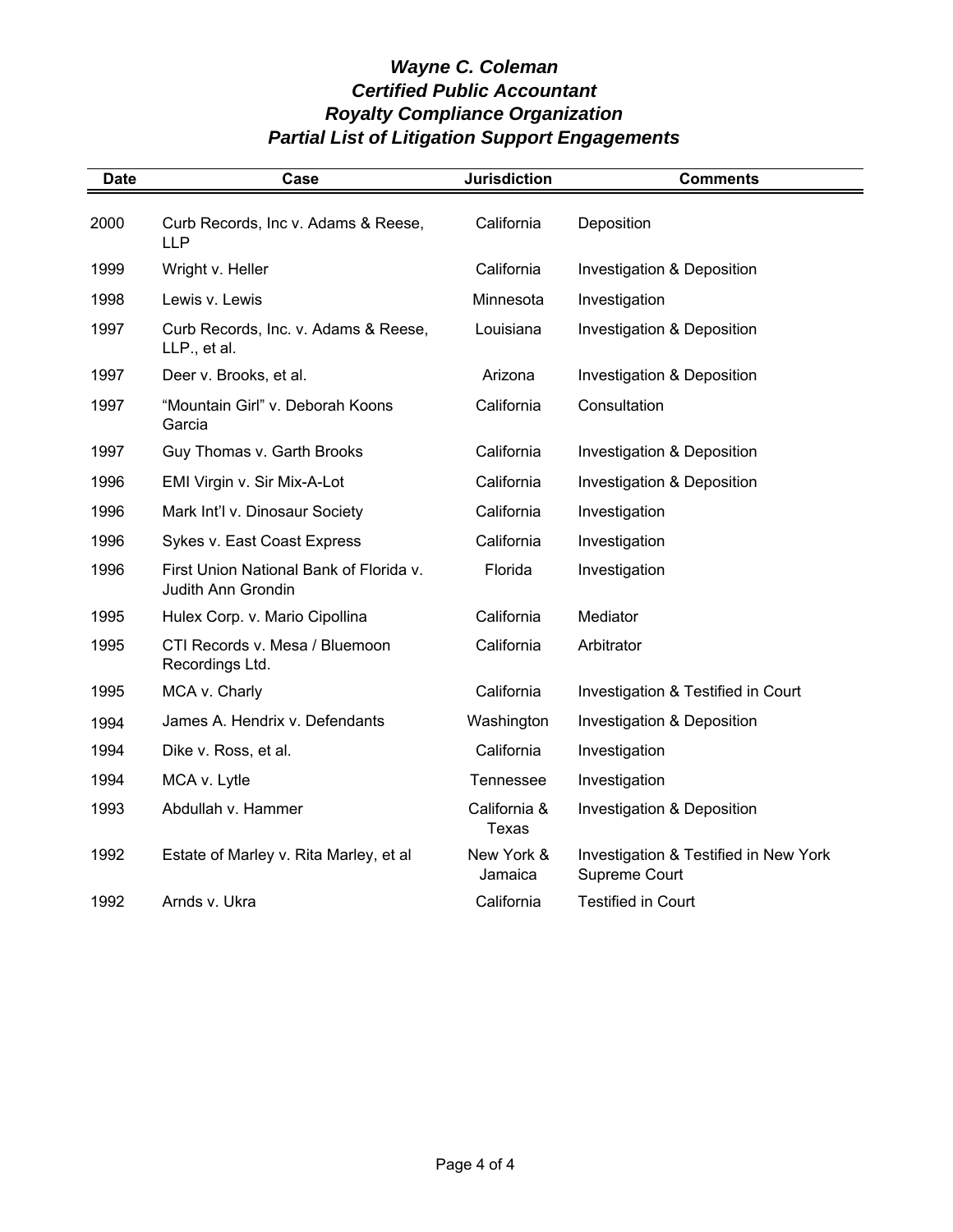# *Wayne C. Coleman*
# *Certified Public Accountant*
# *Royalty Compliance Organization*
# *Partial List of Litigation Support Engagements*

| Date | Case | Jurisdiction | Comments |
|---|---|---|---|
| 2000 | Curb Records, Inc v. Adams & Reese, LLP | California | Deposition |
| 1999 | Wright v. Heller | California | Investigation & Deposition |
| 1998 | Lewis v. Lewis | Minnesota | Investigation |
| 1997 | Curb Records, Inc. v. Adams & Reese, LLP., et al. | Louisiana | Investigation & Deposition |
| 1997 | Deer v. Brooks, et al. | Arizona | Investigation & Deposition |
| 1997 | "Mountain Girl" v. Deborah Koons Garcia | California | Consultation |
| 1997 | Guy Thomas v. Garth Brooks | California | Investigation & Deposition |
| 1996 | EMI Virgin v. Sir Mix-A-Lot | California | Investigation & Deposition |
| 1996 | Mark Int'l v. Dinosaur Society | California | Investigation |
| 1996 | Sykes v. East Coast Express | California | Investigation |
| 1996 | First Union National Bank of Florida v. Judith Ann Grondin | Florida | Investigation |
| 1995 | Hulex Corp. v. Mario Cipollina | California | Mediator |
| 1995 | CTI Records v. Mesa / Bluemoon Recordings Ltd. | California | Arbitrator |
| 1995 | MCA v. Charly | California | Investigation & Testified in Court |
| 1994 | James A. Hendrix v. Defendants | Washington | Investigation & Deposition |
| 1994 | Dike v. Ross, et al. | California | Investigation |
| 1994 | MCA v. Lytle | Tennessee | Investigation |
| 1993 | Abdullah v. Hammer | California & Texas | Investigation & Deposition |
| 1992 | Estate of Marley v. Rita Marley, et al | New York & Jamaica | Investigation & Testified in New York Supreme Court |
| 1992 | Arnds v. Ukra | California | Testified in Court |